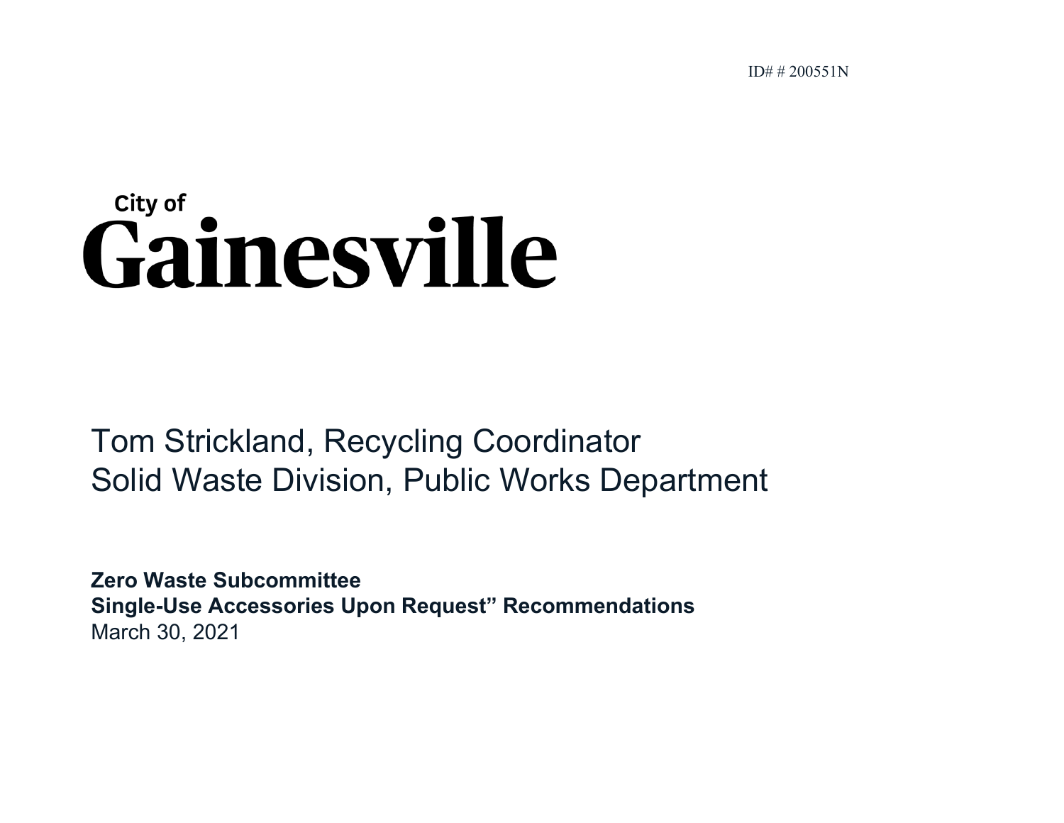ID# # 200551N

# City of Gainesville

Tom Strickland, Recycling Coordinator
Solid Waste Division, Public Works Department

**Zero Waste Subcommittee**
**Single-Use Accessories Upon Request" Recommendations**
March 30, 2021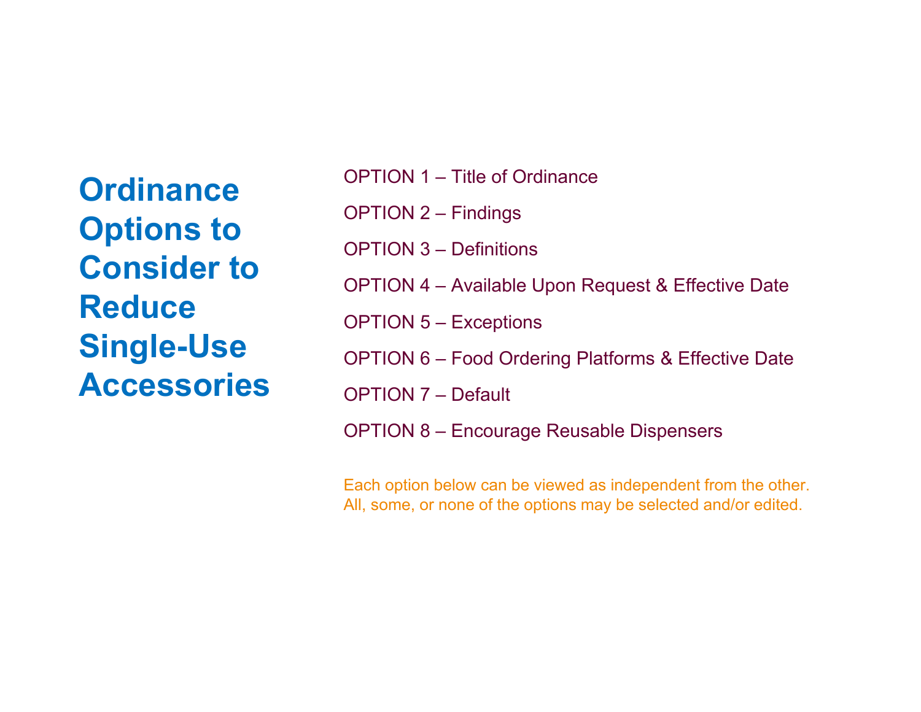# Ordinance Options to Consider to Reduce Single-Use Accessories

OPTION 1 – Title of Ordinance

OPTION 2 – Findings

OPTION 3 – Definitions

OPTION 4 – Available Upon Request & Effective Date

OPTION 5 – Exceptions

OPTION 6 – Food Ordering Platforms & Effective Date

OPTION 7 – Default

OPTION 8 – Encourage Reusable Dispensers

Each option below can be viewed as independent from the other. All, some, or none of the options may be selected and/or edited.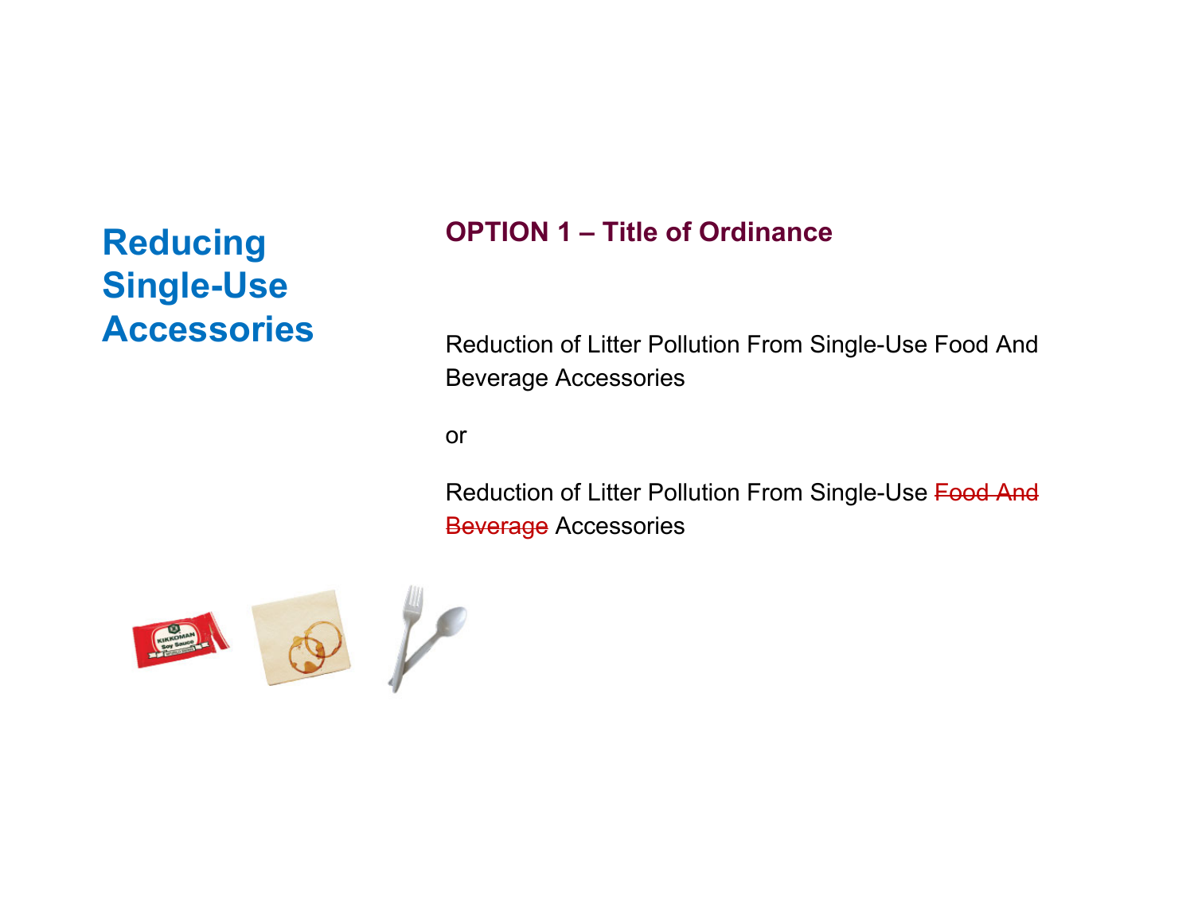# Reducing Single-Use Accessories

## OPTION 1 – Title of Ordinance

Reduction of Litter Pollution From Single-Use Food And Beverage Accessories

or

Reduction of Litter Pollution From Single-Use ~~Food And Beverage~~ Accessories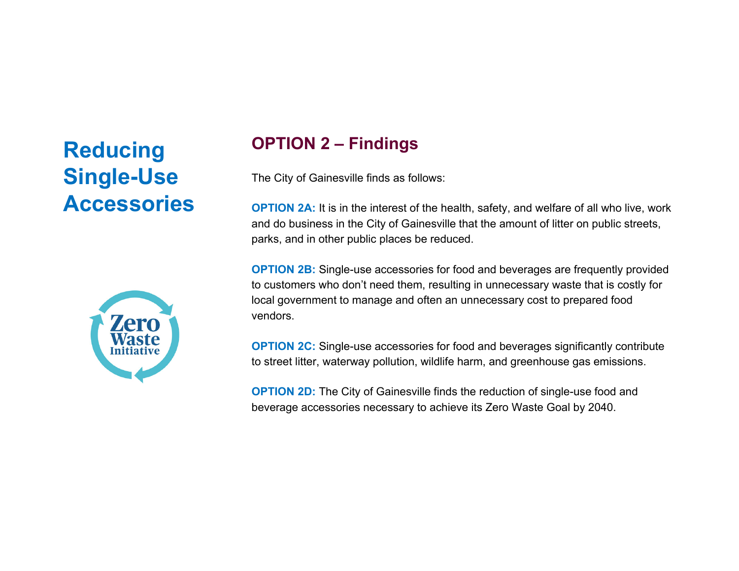# Reducing Single-Use Accessories

## OPTION 2 – Findings

The City of Gainesville finds as follows:

**OPTION 2A:** It is in the interest of the health, safety, and welfare of all who live, work and do business in the City of Gainesville that the amount of litter on public streets, parks, and in other public places be reduced.

**OPTION 2B:** Single-use accessories for food and beverages are frequently provided to customers who don't need them, resulting in unnecessary waste that is costly for local government to manage and often an unnecessary cost to prepared food vendors.

**OPTION 2C:** Single-use accessories for food and beverages significantly contribute to street litter, waterway pollution, wildlife harm, and greenhouse gas emissions.

**OPTION 2D:** The City of Gainesville finds the reduction of single-use food and beverage accessories necessary to achieve its Zero Waste Goal by 2040.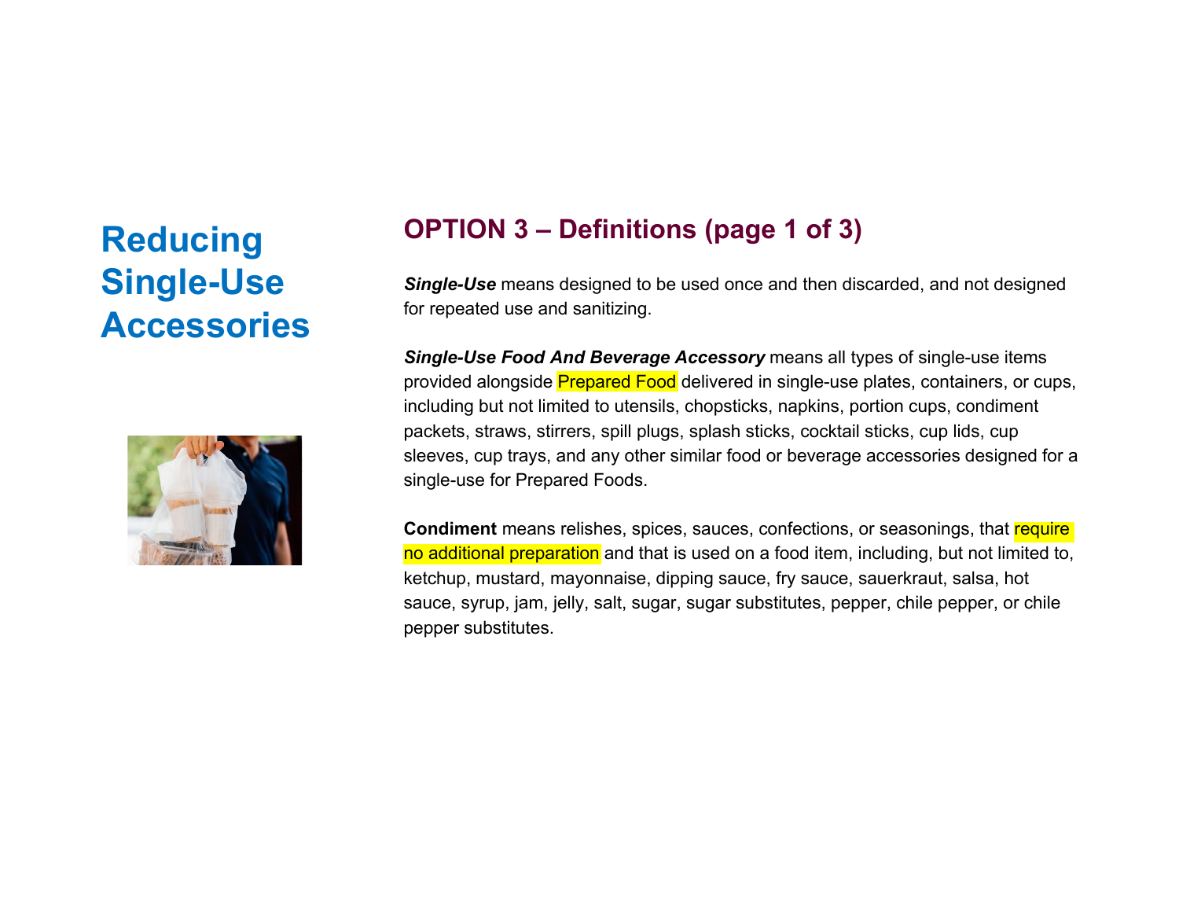# Reducing Single-Use Accessories

## OPTION 3 – Definitions (page 1 of 3)

***Single-Use*** means designed to be used once and then discarded, and not designed for repeated use and sanitizing.

***Single-Use Food And Beverage Accessory*** means all types of single-use items provided alongside Prepared Food delivered in single-use plates, containers, or cups, including but not limited to utensils, chopsticks, napkins, portion cups, condiment packets, straws, stirrers, spill plugs, splash sticks, cocktail sticks, cup lids, cup sleeves, cup trays, and any other similar food or beverage accessories designed for a single-use for Prepared Foods.

**Condiment** means relishes, spices, sauces, confections, or seasonings, that require no additional preparation and that is used on a food item, including, but not limited to, ketchup, mustard, mayonnaise, dipping sauce, fry sauce, sauerkraut, salsa, hot sauce, syrup, jam, jelly, salt, sugar, sugar substitutes, pepper, chile pepper, or chile pepper substitutes.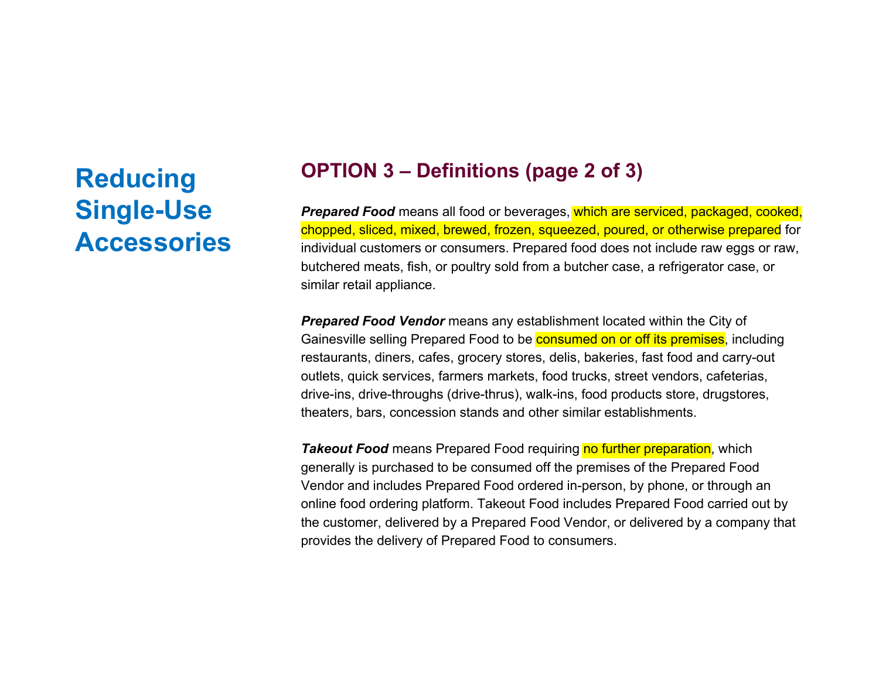# Reducing Single-Use Accessories

## OPTION 3 – Definitions (page 2 of 3)

***Prepared Food*** means all food or beverages, which are serviced, packaged, cooked, chopped, sliced, mixed, brewed, frozen, squeezed, poured, or otherwise prepared for individual customers or consumers. Prepared food does not include raw eggs or raw, butchered meats, fish, or poultry sold from a butcher case, a refrigerator case, or similar retail appliance.

***Prepared Food Vendor*** means any establishment located within the City of Gainesville selling Prepared Food to be consumed on or off its premises, including restaurants, diners, cafes, grocery stores, delis, bakeries, fast food and carry-out outlets, quick services, farmers markets, food trucks, street vendors, cafeterias, drive-ins, drive-throughs (drive-thrus), walk-ins, food products store, drugstores, theaters, bars, concession stands and other similar establishments.

***Takeout Food*** means Prepared Food requiring no further preparation, which generally is purchased to be consumed off the premises of the Prepared Food Vendor and includes Prepared Food ordered in-person, by phone, or through an online food ordering platform. Takeout Food includes Prepared Food carried out by the customer, delivered by a Prepared Food Vendor, or delivered by a company that provides the delivery of Prepared Food to consumers.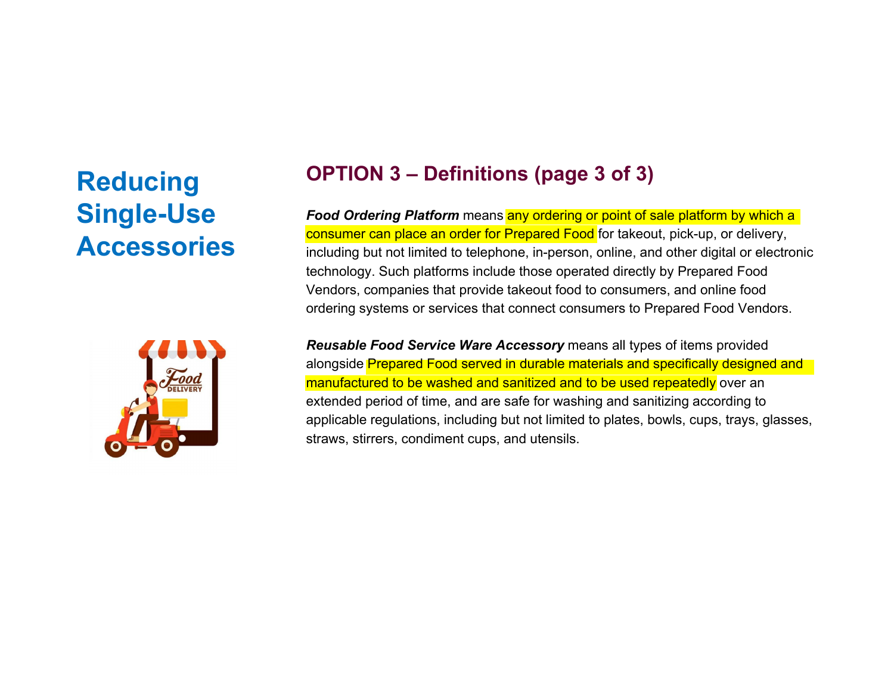# Reducing Single-Use Accessories

## OPTION 3 – Definitions (page 3 of 3)

***Food Ordering Platform*** means any ordering or point of sale platform by which a consumer can place an order for Prepared Food for takeout, pick-up, or delivery, including but not limited to telephone, in-person, online, and other digital or electronic technology. Such platforms include those operated directly by Prepared Food Vendors, companies that provide takeout food to consumers, and online food ordering systems or services that connect consumers to Prepared Food Vendors.

***Reusable Food Service Ware Accessory*** means all types of items provided alongside Prepared Food served in durable materials and specifically designed and manufactured to be washed and sanitized and to be used repeatedly over an extended period of time, and are safe for washing and sanitizing according to applicable regulations, including but not limited to plates, bowls, cups, trays, glasses, straws, stirrers, condiment cups, and utensils.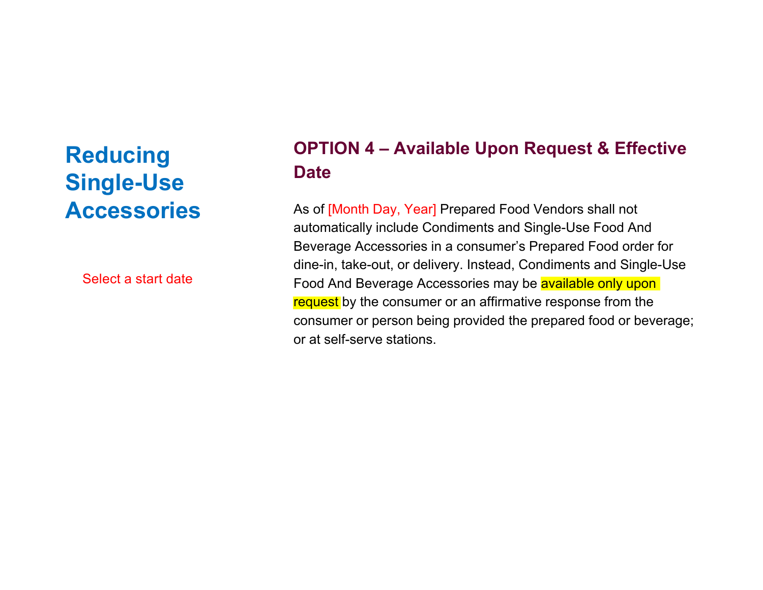# Reducing Single-Use Accessories

Select a start date

## OPTION 4 – Available Upon Request & Effective Date

As of [Month Day, Year] Prepared Food Vendors shall not automatically include Condiments and Single-Use Food And Beverage Accessories in a consumer's Prepared Food order for dine-in, take-out, or delivery. Instead, Condiments and Single-Use Food And Beverage Accessories may be available only upon request by the consumer or an affirmative response from the consumer or person being provided the prepared food or beverage; or at self-serve stations.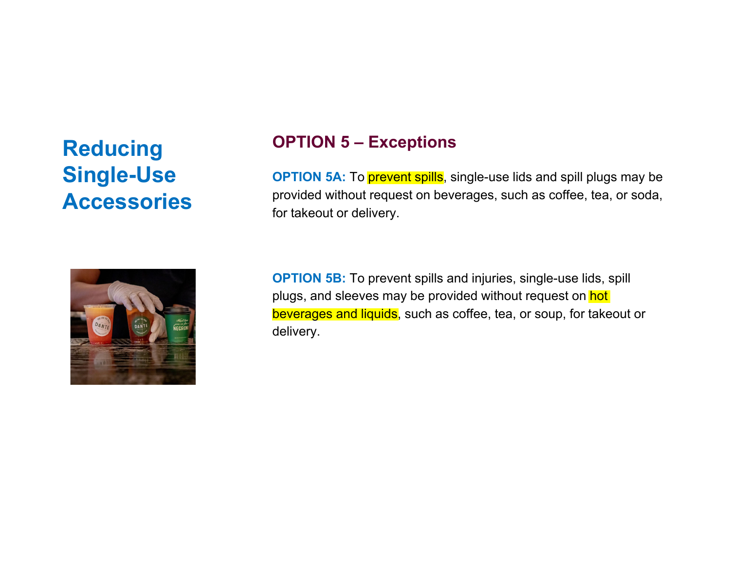# Reducing Single-Use Accessories

## OPTION 5 – Exceptions

**OPTION 5A:** To prevent spills, single-use lids and spill plugs may be provided without request on beverages, such as coffee, tea, or soda, for takeout or delivery.

**OPTION 5B:** To prevent spills and injuries, single-use lids, spill plugs, and sleeves may be provided without request on hot beverages and liquids, such as coffee, tea, or soup, for takeout or delivery.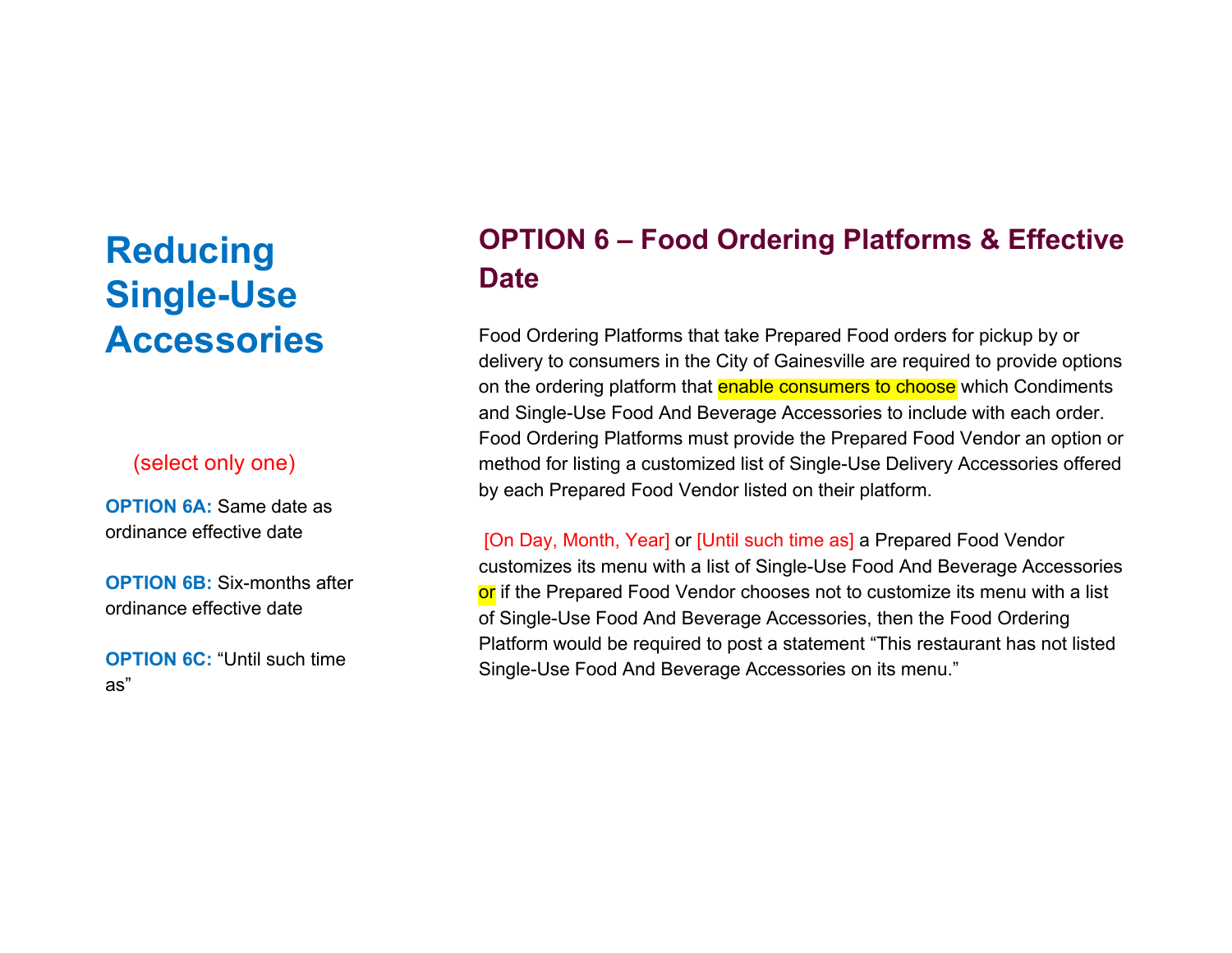# Reducing Single-Use Accessories

(select only one)

**OPTION 6A:** Same date as ordinance effective date

**OPTION 6B:** Six-months after ordinance effective date

**OPTION 6C:** "Until such time as"

## OPTION 6 – Food Ordering Platforms & Effective Date

Food Ordering Platforms that take Prepared Food orders for pickup by or delivery to consumers in the City of Gainesville are required to provide options on the ordering platform that enable consumers to choose which Condiments and Single-Use Food And Beverage Accessories to include with each order. Food Ordering Platforms must provide the Prepared Food Vendor an option or method for listing a customized list of Single-Use Delivery Accessories offered by each Prepared Food Vendor listed on their platform.

[On Day, Month, Year] or [Until such time as] a Prepared Food Vendor customizes its menu with a list of Single-Use Food And Beverage Accessories or if the Prepared Food Vendor chooses not to customize its menu with a list of Single-Use Food And Beverage Accessories, then the Food Ordering Platform would be required to post a statement "This restaurant has not listed Single-Use Food And Beverage Accessories on its menu."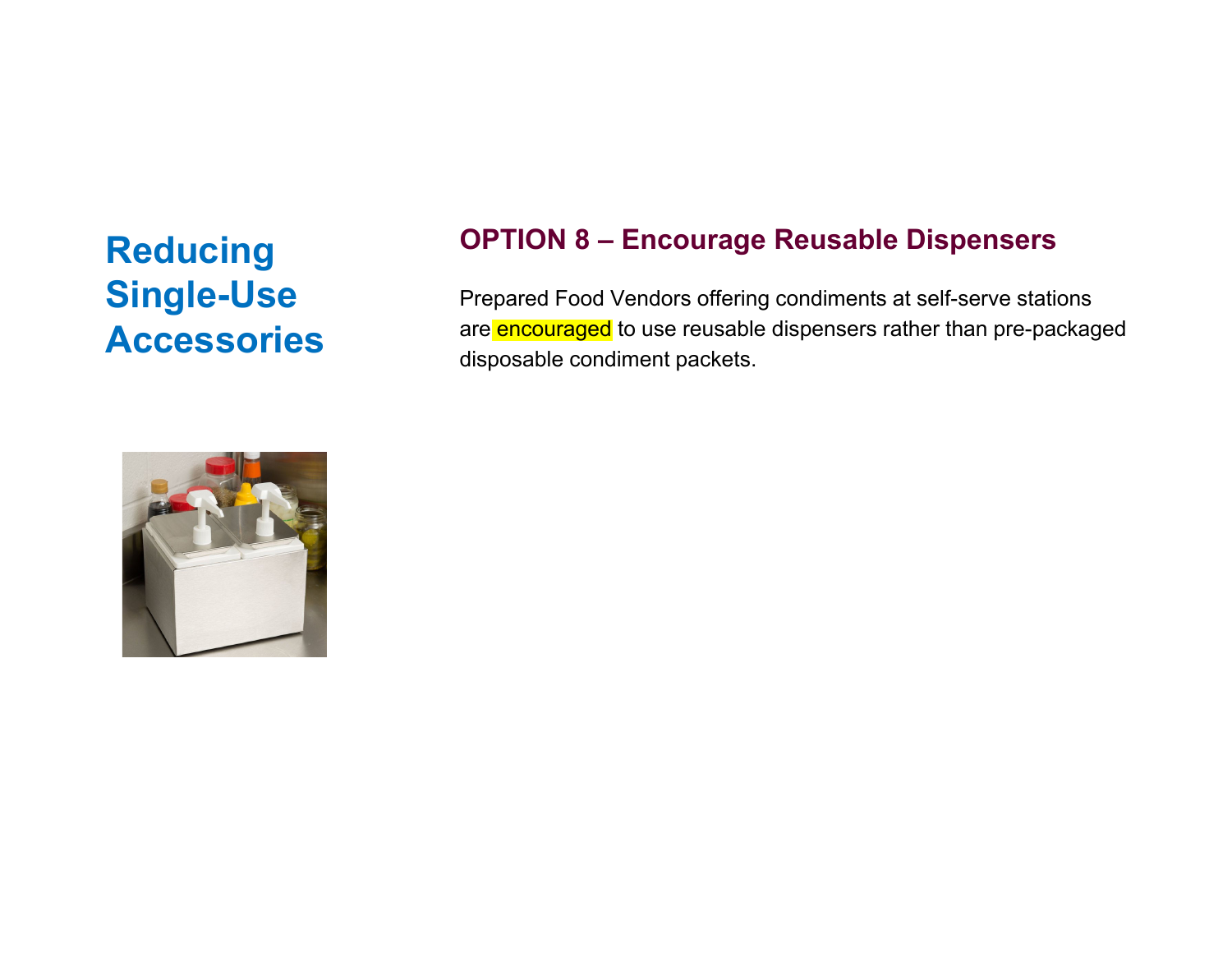# Reducing Single-Use Accessories

## OPTION 8 – Encourage Reusable Dispensers

Prepared Food Vendors offering condiments at self-serve stations are encouraged to use reusable dispensers rather than pre-packaged disposable condiment packets.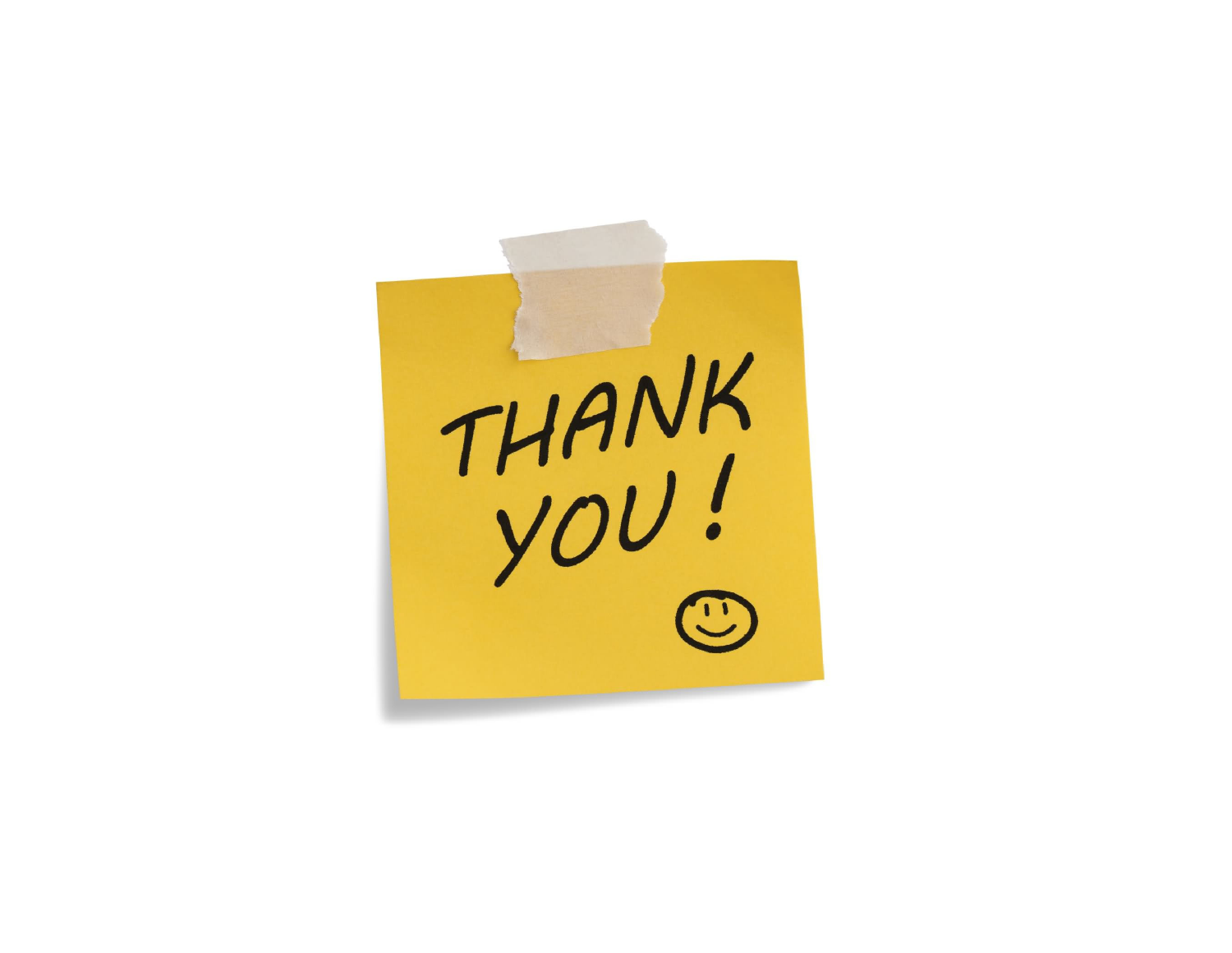THANK YOU!